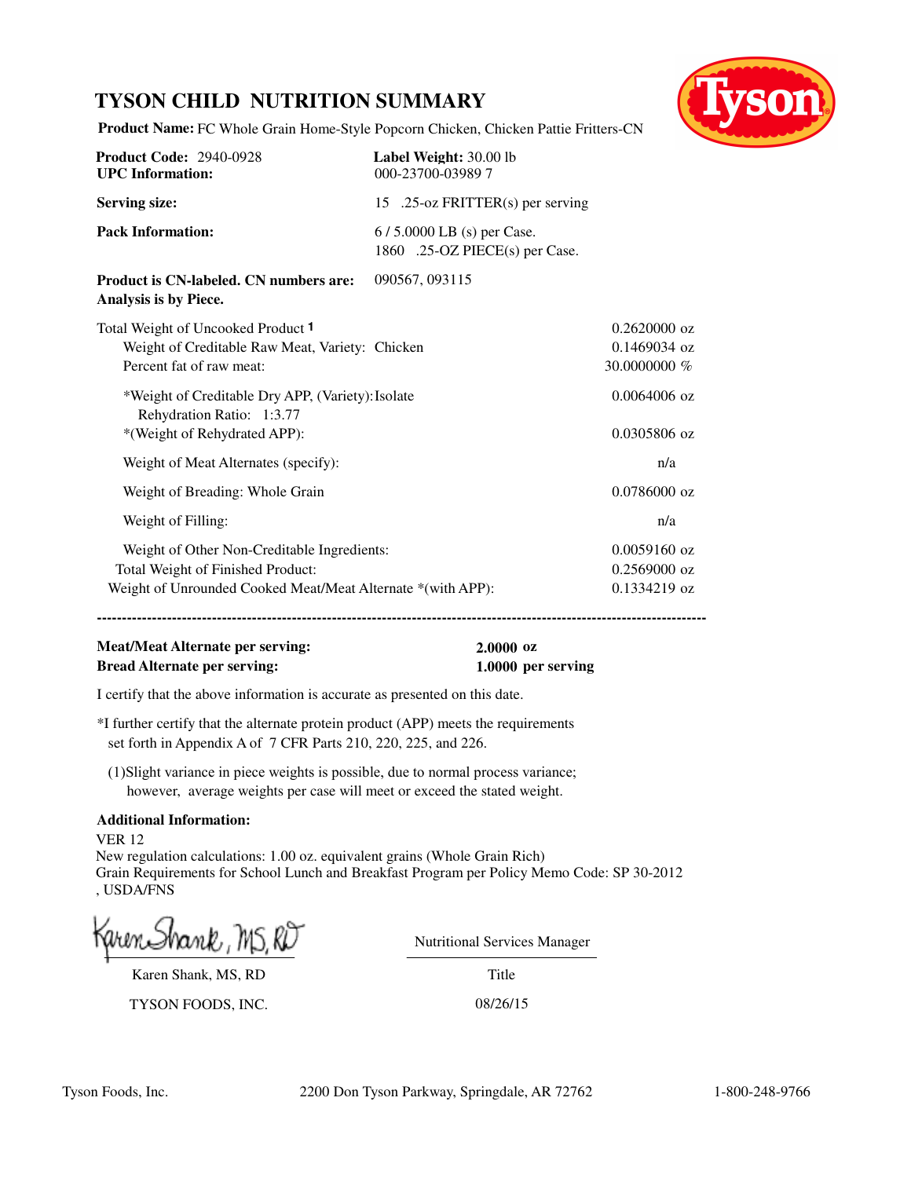# TYSON CHILD NUTRITION SUMMARY

**Product Name:** FC Whole Grain Home-Style Popcorn Chicken, Chicken Pattie Fritters-CN

| | |
|---|---|
| **Product Code:** 2940-0928 | **Label Weight:** 30.00 lb |
| **UPC Information:** | 000-23700-03989 7 |
| **Serving size:** | 15 .25-oz FRITTER(s) per serving |
| **Pack Information:** | 6 / 5.0000 LB (s) per Case.<br>1860 .25-OZ PIECE(s) per Case. |
| **Product is CN-labeled. CN numbers are:** | 090567, 093115 |

**Analysis is by Piece.**

| | |
|---|---|
| Total Weight of Uncooked Product [1] | 0.2620000 oz |
| Weight of Creditable Raw Meat, Variety: Chicken | 0.1469034 oz |
| Percent fat of raw meat: | 30.0000000 % |
| *Weight of Creditable Dry APP, (Variety): Isolate<br>Rehydration Ratio: 1:3.77 | 0.0064006 oz |
| *(Weight of Rehydrated APP): | 0.0305806 oz |
| Weight of Meat Alternates (specify): | n/a |
| Weight of Breading: Whole Grain | 0.0786000 oz |
| Weight of Filling: | n/a |
| Weight of Other Non-Creditable Ingredients: | 0.0059160 oz |
| Total Weight of Finished Product: | 0.2569000 oz |
| Weight of Unrounded Cooked Meat/Meat Alternate *(with APP): | 0.1334219 oz |

---

| | |
|---|---|
| **Meat/Meat Alternate per serving:** | **2.0000 oz** |
| **Bread Alternate per serving:** | **1.0000 per serving** |

I certify that the above information is accurate as presented on this date.

*I further certify that the alternate protein product (APP) meets the requirements set forth in Appendix A of 7 CFR Parts 210, 220, 225, and 226.

(1)Slight variance in piece weights is possible, due to normal process variance; however, average weights per case will meet or exceed the stated weight.

**Additional Information:**

VER 12
New regulation calculations: 1.00 oz. equivalent grains (Whole Grain Rich)
Grain Requirements for School Lunch and Breakfast Program per Policy Memo Code: SP 30-2012 , USDA/FNS

| | |
|---|---|
| Karen Shank, MS, RD | Nutritional Services Manager |
| Karen Shank, MS, RD | Title |
| TYSON FOODS, INC. | 08/26/15 |

Tyson Foods, Inc. 2200 Don Tyson Parkway, Springdale, AR 72762 1-800-248-9766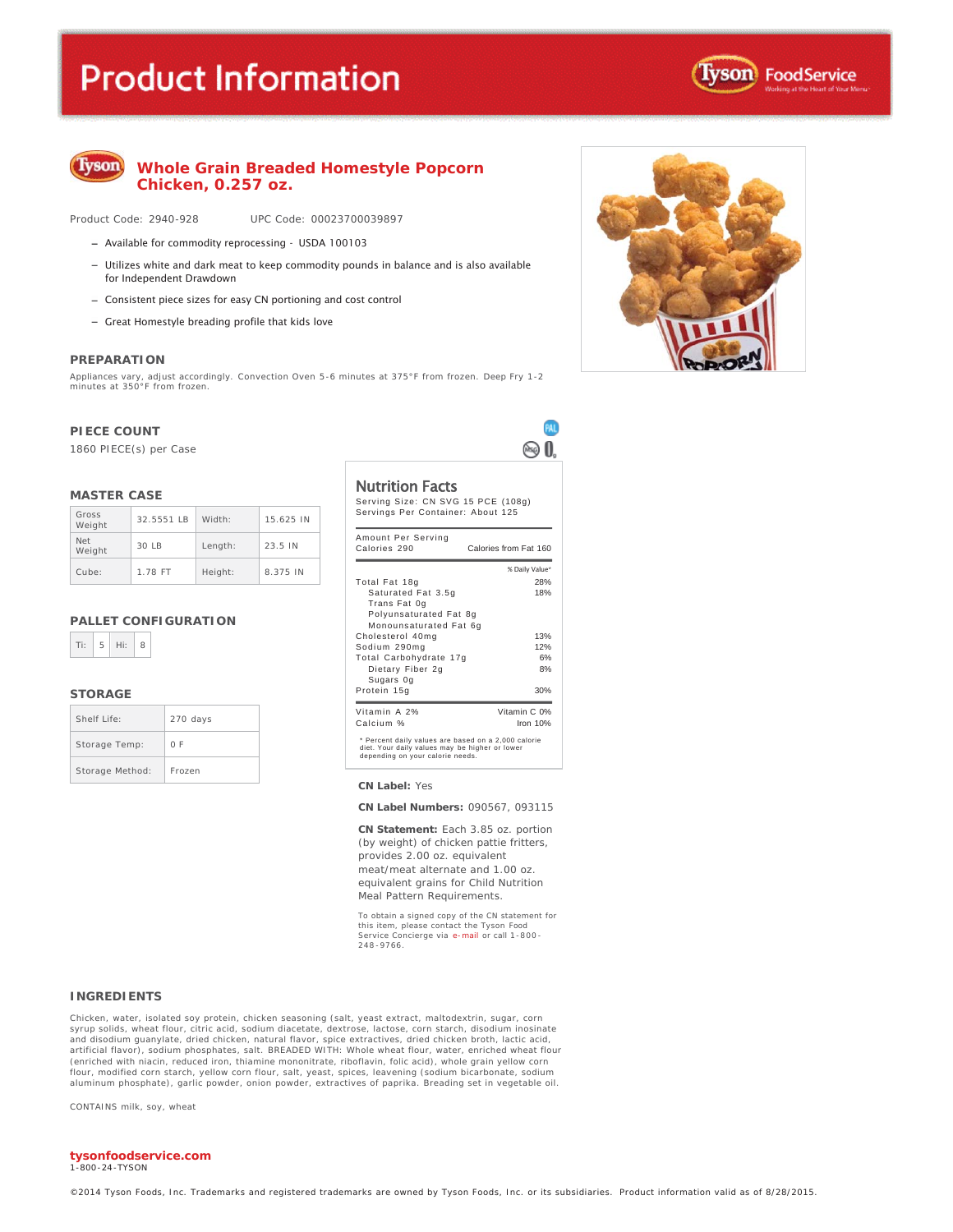# Product Information

## Whole Grain Breaded Homestyle Popcorn Chicken, 0.257 oz.

Product Code: 2940-928 UPC Code: 00023700039897

- Available for commodity reprocessing - USDA 100103
- Utilizes white and dark meat to keep commodity pounds in balance and is also available for Independent Drawdown
- Consistent piece sizes for easy CN portioning and cost control
- Great Homestyle breading profile that kids love

### PREPARATION

Appliances vary, adjust accordingly. Convection Oven 5-6 minutes at 375°F from frozen. Deep Fry 1-2 minutes at 350°F from frozen.

### PIECE COUNT

1860 PIECE(s) per Case

### MASTER CASE

| Gross Weight | 32.5551 LB | Width: | 15.625 IN |
|---|---|---|---|
| Net Weight | 30 LB | Length: | 23.5 IN |
| Cube: | 1.78 FT | Height: | 8.375 IN |

### PALLET CONFIGURATION

| Ti: | 5 | Hi: | 8 |
|---|---|---|---|

### STORAGE

| Shelf Life: | 270 days |
|---|---|
| Storage Temp: | 0 F |
| Storage Method: | Frozen |

### Nutrition Facts

Serving Size: CN SVG 15 PCE (108g)
Servings Per Container: About 125

| Amount Per Serving | |
|---|---|
| Calories 290 | Calories from Fat 160 |
| | % Daily Value* |
| Total Fat 18g | 28% |
| Saturated Fat 3.5g | 18% |
| Trans Fat 0g | |
| Polyunsaturated Fat 8g | |
| Monounsaturated Fat 6g | |
| Cholesterol 40mg | 13% |
| Sodium 290mg | 12% |
| Total Carbohydrate 17g | 6% |
| Dietary Fiber 2g | 8% |
| Sugars 0g | |
| Protein 15g | 30% |
| Vitamin A 2% | Vitamin C 0% |
| Calcium % | Iron 10% |

\* Percent daily values are based on a 2,000 calorie diet. Your daily values may be higher or lower depending on your calorie needs.

**CN Label:** Yes

**CN Label Numbers:** 090567, 093115

**CN Statement:** Each 3.85 oz. portion (by weight) of chicken pattie fritters, provides 2.00 oz. equivalent meat/meat alternate and 1.00 oz. equivalent grains for Child Nutrition Meal Pattern Requirements.

To obtain a signed copy of the CN statement for this item, please contact the Tyson Food Service Concierge via e-mail or call 1-800-248-9766.

### INGREDIENTS

Chicken, water, isolated soy protein, chicken seasoning (salt, yeast extract, maltodextrin, sugar, corn syrup solids, wheat flour, citric acid, sodium diacetate, dextrose, lactose, corn starch, disodium inosinate and disodium guanylate, dried chicken, natural flavor, spice extractives, dried chicken broth, lactic acid, artificial flavor), sodium phosphates, salt. BREADED WITH: Whole wheat flour, water, enriched wheat flour (enriched with niacin, reduced iron, thiamine mononitrate, riboflavin, folic acid), whole grain yellow corn flour, modified corn starch, yellow corn flour, salt, yeast, spices, leavening (sodium bicarbonate, sodium aluminum phosphate), garlic powder, onion powder, extractives of paprika. Breading set in vegetable oil.

CONTAINS milk, soy, wheat

**tysonfoodservice.com**
1-800-24-TYSON

©2014 Tyson Foods, Inc. Trademarks and registered trademarks are owned by Tyson Foods, Inc. or its subsidiaries. Product information valid as of 8/28/2015.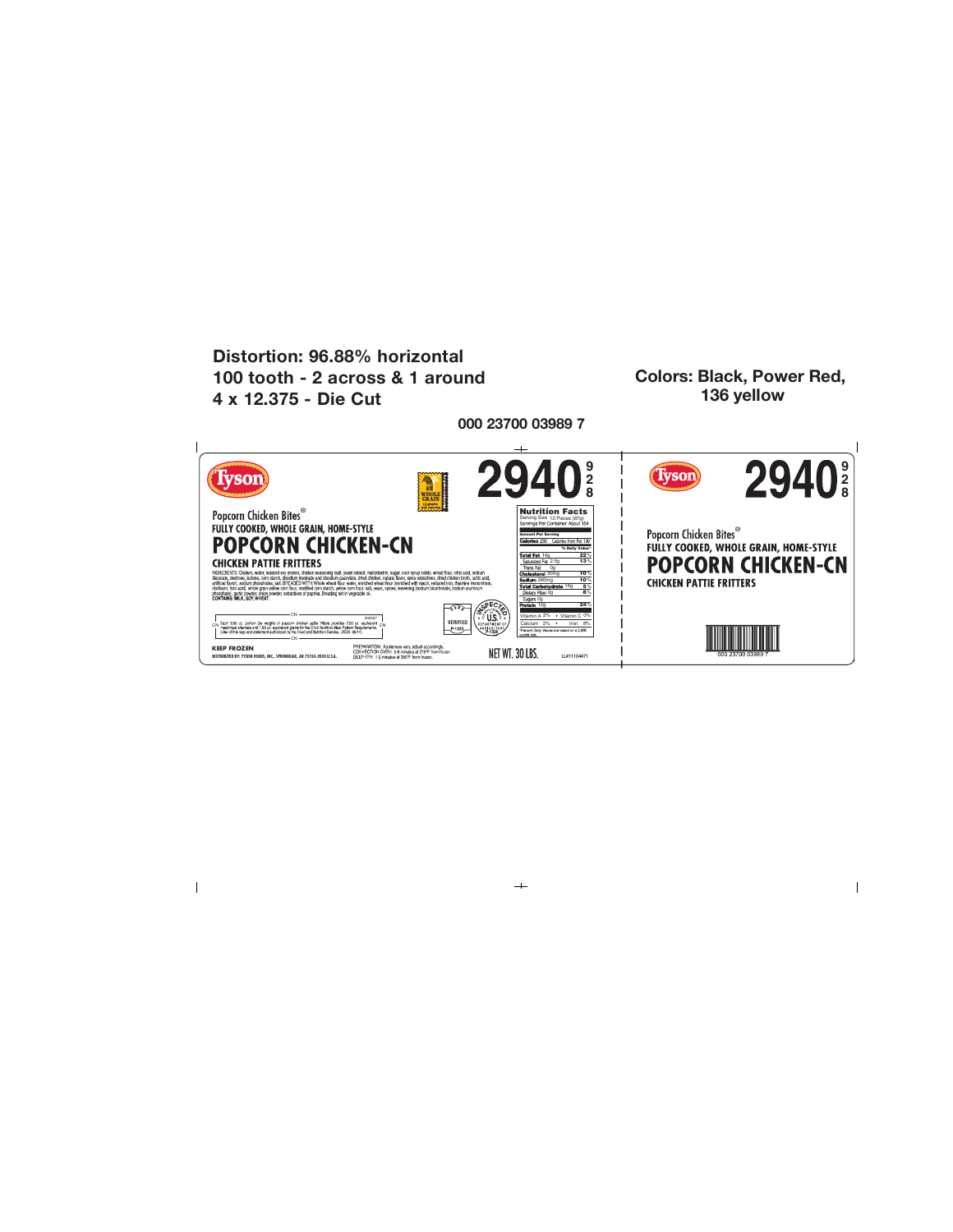**Distortion: 96.88% horizontal**
**100 tooth - 2 across & 1 around**
**4 x 12.375 - Die Cut**

**Colors: Black, Power Red, 136 yellow**

**000 23700 03989 7**

Tyson

WHOLE GRAIN

# 2940 9 2 8

Popcorn Chicken Bites®

**FULLY COOKED, WHOLE GRAIN, HOME-STYLE**

## POPCORN CHICKEN-CN

**CHICKEN PATTIE FRITTERS**

INGREDIENTS: Chicken, water, isolated soy protein, chicken seasoning (salt, yeast extract, maltodextrin, sugar, corn syrup solids, wheat flour, citric acid, sodium diacetate, dextrose, lactose, corn starch, disodium inosinate and disodium guanylate, dried chicken, natural flavor, spice extractives, dried chicken broth, lactic acid, artificial flavor), sodium phosphates, salt. BREADED WITH: Whole wheat flour, water, enriched wheat flour (enriched with niacin, reduced iron, thiamine mononitrate, riboflavin, folic acid), whole grain yellow corn flour, modified corn starch, yellow corn flour, salt, yeast, spices, leavening (sodium bicarbonate, sodium aluminum phosphate), garlic powder, onion powder, extractives of paprika. Breading set in vegetable oil.
**CONTAINS: MILK, SOY, WHEAT.**

CN 000467 Each 3.85 oz. portion (by weight) of popcorn chicken pattie fritters provides 2.00 oz. equivalent meat/meat alternate and 1.00 oz. equivalent grains for the Child Nutrition Meal Pattern Requirements. (Use of this logo and statement authorized by the Food and Nutrition Service, USDA 06/11.) CN

VERIFIED P-1325

INSPECTED AND PASSED BY U.S. DEPARTMENT OF AGRICULTURE P-1325

| Nutrition Facts | |
|---|---|
| Serving Size 12 Pieces (87g) | |
| Servings Per Container About 154 | |
| **Amount Per Serving** | |
| **Calories** 230 | Calories from Fat 130 |
| | **% Daily Value*** |
| **Total Fat** 14g | 22% |
| Saturated Fat 2.5g | 13% |
| Trans Fat 0g | |
| **Cholesterol** 30mg | 10% |
| **Sodium** 240mg | 10% |
| **Total Carbohydrate** 14g | 5% |
| Dietary Fiber 2g | 8% |
| Sugars 0g | |
| **Protein** 12g | 24% |
| Vitamin A 2% • Vitamin C 0% | |
| Calcium 2% • Iron 8% | |
| *Percent Daily Values are based on a 2,000 calorie diet. | |

**KEEP FROZEN**

**DISTRIBUTED BY: TYSON FOODS, INC., SPRINGDALE, AR 72765-2020 U.S.A.**

PREPARATION: Appliances vary, adjust accordingly.
CONVECTION OVEN: 5-6 minutes at 375°F from frozen.
DEEP FRY: 1-2 minutes at 350°F from frozen.

**NET WT. 30 LBS.**

LL#11104471

Tyson

# 2940 9 2 8

Popcorn Chicken Bites®

**FULLY COOKED, WHOLE GRAIN, HOME-STYLE**

## POPCORN CHICKEN-CN

**CHICKEN PATTIE FRITTERS**

000 23700 03989 7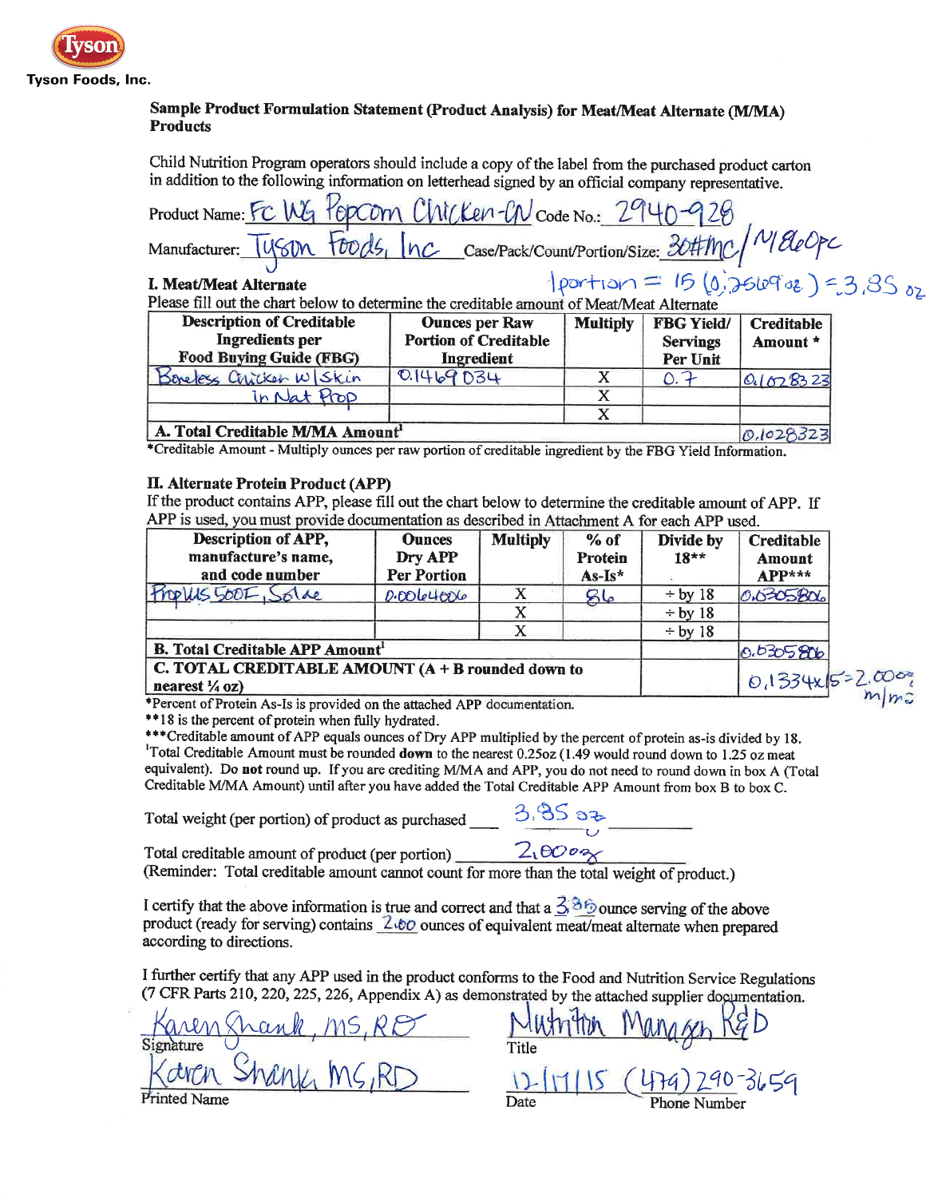Tyson Foods, Inc.

**Sample Product Formulation Statement (Product Analysis) for Meat/Meat Alternate (M/MA) Products**

Child Nutrition Program operators should include a copy of the label from the purchased product carton in addition to the following information on letterhead signed by an official company representative.

Product Name: FC WG Popcorn Chicken-CN Code No.: 2940-928

Manufacturer: Tyson Foods, Inc Case/Pack/Count/Portion/Size: 30#MC/~1860pc

1 portion = 15 (0.2569 oz) = 3.85 oz

**I. Meat/Meat Alternate**

Please fill out the chart below to determine the creditable amount of Meat/Meat Alternate

| Description of Creditable Ingredients per Food Buying Guide (FBG) | Ounces per Raw Portion of Creditable Ingredient | Multiply | FBG Yield/ Servings Per Unit | Creditable Amount * |
|---|---|---|---|---|
| Boneless Chicken w/Skin In Nat Prop | 0.1469034 | X | 0.7 | 0.1028323 |
| | | X | | |
| | | X | | |
| **A. Total Creditable M/MA Amount**[1] | | | | 0.1028323 |

*Creditable Amount - Multiply ounces per raw portion of creditable ingredient by the FBG Yield Information.

**II. Alternate Protein Product (APP)**

If the product contains APP, please fill out the chart below to determine the creditable amount of APP. If APP is used, you must provide documentation as described in Attachment A for each APP used.

| Description of APP, manufacture's name, and code number | Ounces Dry APP Per Portion | Multiply | % of Protein As-Is* | Divide by 18** | Creditable Amount APP*** |
|---|---|---|---|---|---|
| ProPlus 500F, Solae | 0.0064006 | X | 86 | ÷ by 18 | 0.0305806 |
| | | X | | ÷ by 18 | |
| | | X | | ÷ by 18 | |
| **B. Total Creditable APP Amount**[1] | | | | | 0.0305806 |
| **C. TOTAL CREDITABLE AMOUNT (A + B rounded down to nearest ¼ oz)** | | | | | 0.1334x15=2.00 oz m/ma |

*Percent of Protein As-Is is provided on the attached APP documentation.

**18 is the percent of protein when fully hydrated.

***Creditable amount of APP equals ounces of Dry APP multiplied by the percent of protein as-is divided by 18.

[1]Total Creditable Amount must be rounded **down** to the nearest 0.25oz (1.49 would round down to 1.25 oz meat equivalent). Do **not** round up. If you are crediting M/MA and APP, you do not need to round down in box A (Total Creditable M/MA Amount) until after you have added the Total Creditable APP Amount from box B to box C.

Total weight (per portion) of product as purchased 3.85 oz

Total creditable amount of product (per portion) 2.00 oz

(Reminder: Total creditable amount cannot count for more than the total weight of product.)

I certify that the above information is true and correct and that a 3.85 ounce serving of the above product (ready for serving) contains 2.00 ounces of equivalent meat/meat alternate when prepared according to directions.

I further certify that any APP used in the product conforms to the Food and Nutrition Service Regulations (7 CFR Parts 210, 220, 225, 226, Appendix A) as demonstrated by the attached supplier documentation.

Signature: Karen Shank, MS, RD

Title: Nutrition Manager R&D

Printed Name: Karen Shank, MS, RD

Date: 12/17/15

Phone Number: (479) 290-3659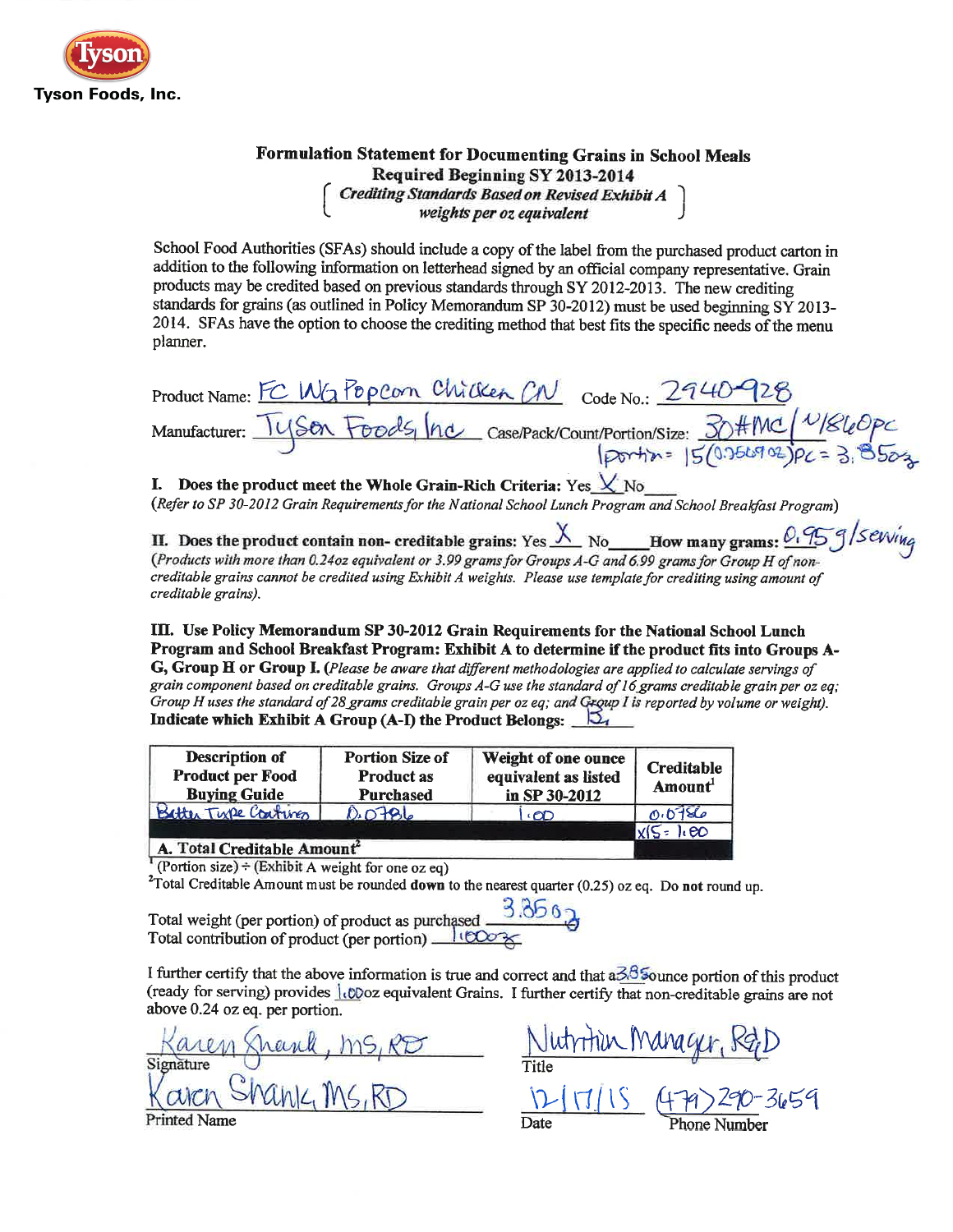Tyson Foods, Inc.

# Formulation Statement for Documenting Grains in School Meals

**Required Beginning SY 2013-2014**

*( Crediting Standards Based on Revised Exhibit A weights per oz equivalent )*

School Food Authorities (SFAs) should include a copy of the label from the purchased product carton in addition to the following information on letterhead signed by an official company representative. Grain products may be credited based on previous standards through SY 2012-2013. The new crediting standards for grains (as outlined in Policy Memorandum SP 30-2012) must be used beginning SY 2013-2014. SFAs have the option to choose the crediting method that best fits the specific needs of the menu planner.

Product Name: FC WG Popcorn Chicken CN  Code No.: 2940-928

Manufacturer: Tyson Foods, Inc  Case/Pack/Count/Portion/Size: 30#MC / ~1860PC
(portion = 15(0.2569 oz)PC = 3.85oz)

**I. Does the product meet the Whole Grain-Rich Criteria:** Yes X No \_\_\_\_
*(Refer to SP 30-2012 Grain Requirements for the National School Lunch Program and School Breakfast Program)*

**II. Does the product contain non- creditable grains:** Yes X No \_\_\_\_ **How many grams:** 0.95 g/serving
*(Products with more than 0.24oz equivalent or 3.99 grams for Groups A-G and 6.99 grams for Group H of non-creditable grains cannot be credited using Exhibit A weights. Please use template for crediting using amount of creditable grains).*

**III. Use Policy Memorandum SP 30-2012 Grain Requirements for the National School Lunch Program and School Breakfast Program: Exhibit A to determine if the product fits into Groups A-G, Group H or Group I.** *(Please be aware that different methodologies are applied to calculate servings of grain component based on creditable grains. Groups A-G use the standard of 16 grams creditable grain per oz eq; Group H uses the standard of 28 grams creditable grain per oz eq; and Group I is reported by volume or weight).*
**Indicate which Exhibit A Group (A-I) the Product Belongs:** B

| Description of Product per Food Buying Guide | Portion Size of Product as Purchased | Weight of one ounce equivalent as listed in SP 30-2012 | Creditable Amount[1] |
|---|---|---|---|
| Batter Type Coating | 0.0786 | 1.00 | 0.0786 |
| | | | x15 = 1.00 |
| **A. Total Creditable Amount[2]** | | | |

[1] (Portion size) ÷ (Exhibit A weight for one oz eq)
[2] Total Creditable Amount must be rounded **down** to the nearest quarter (0.25) oz eq. Do **not** round up.

Total weight (per portion) of product as purchased 3.85 oz
Total contribution of product (per portion) 1.00 oz

I further certify that the above information is true and correct and that a 3.85 ounce portion of this product (ready for serving) provides 1.00 oz equivalent Grains. I further certify that non-creditable grains are not above 0.24 oz eq. per portion.

Signature: Karen Shank, MS, RD  Title: Nutrition Manager, R&D

Printed Name: Karen Shank, MS, RD  Date: 12/17/15  Phone Number: (479) 290-3659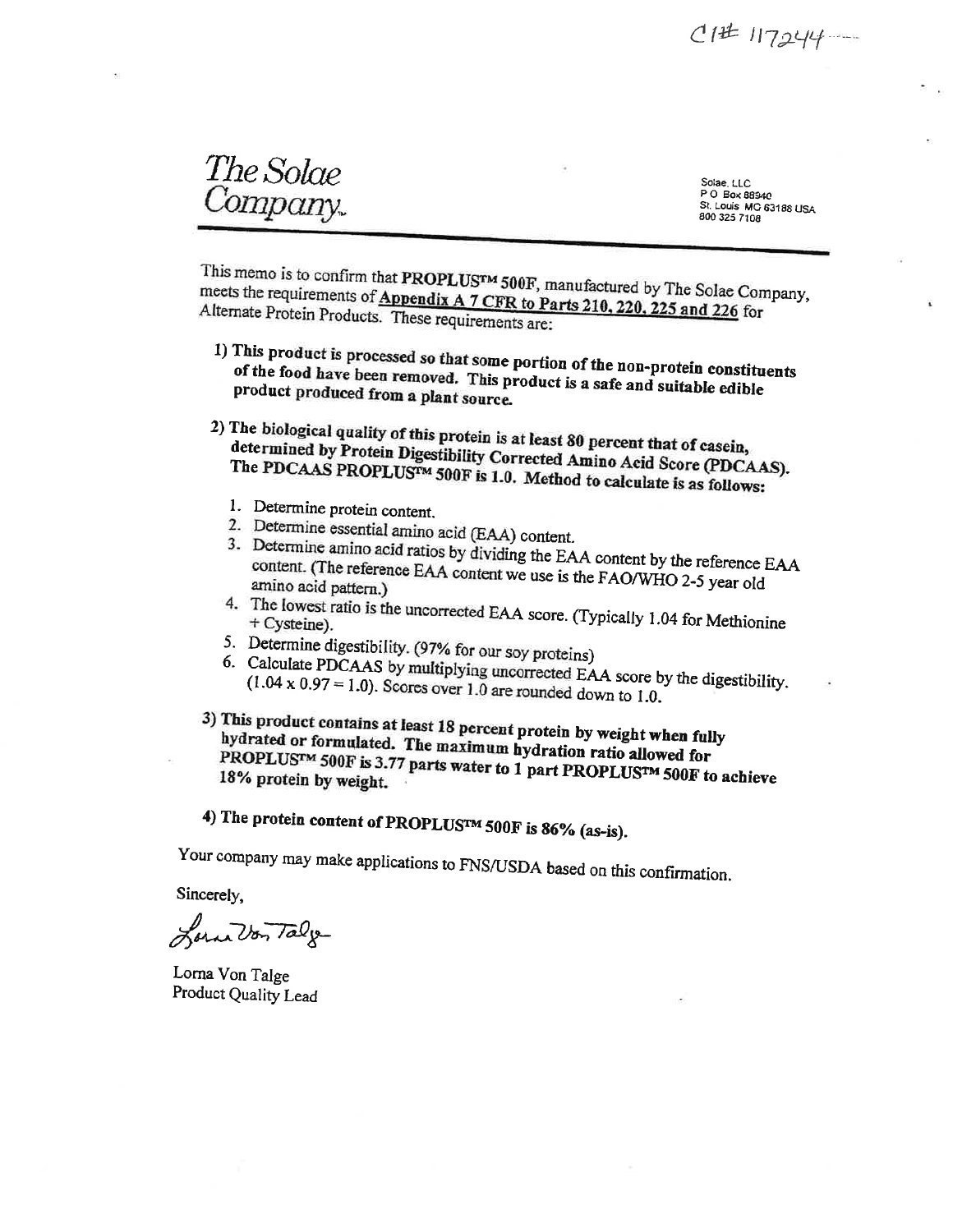CI# 117244

*The Solae Company.*

Solae, LLC
P O Box 88940
St. Louis MO 63188 USA
800 325 7108

This memo is to confirm that **PROPLUS™ 500F**, manufactured by The Solae Company, meets the requirements of **Appendix A 7 CFR to Parts 210, 220, 225 and 226** for Alternate Protein Products. These requirements are:

1) **This product is processed so that some portion of the non-protein constituents of the food have been removed. This product is a safe and suitable edible product produced from a plant source.**

2) **The biological quality of this protein is at least 80 percent that of casein, determined by Protein Digestibility Corrected Amino Acid Score (PDCAAS). The PDCAAS PROPLUS™ 500F is 1.0. Method to calculate is as follows:**

    1. Determine protein content.
    2. Determine essential amino acid (EAA) content.
    3. Determine amino acid ratios by dividing the EAA content by the reference EAA content. (The reference EAA content we use is the FAO/WHO 2-5 year old amino acid pattern.)
    4. The lowest ratio is the uncorrected EAA score. (Typically 1.04 for Methionine + Cysteine).
    5. Determine digestibility. (97% for our soy proteins)
    6. Calculate PDCAAS by multiplying uncorrected EAA score by the digestibility. ($1.04 \times 0.97 = 1.0$). Scores over 1.0 are rounded down to 1.0.

3) **This product contains at least 18 percent protein by weight when fully hydrated or formulated. The maximum hydration ratio allowed for PROPLUS™ 500F is 3.77 parts water to 1 part PROPLUS™ 500F to achieve 18% protein by weight.**

4) **The protein content of PROPLUS™ 500F is 86% (as-is).**

Your company may make applications to FNS/USDA based on this confirmation.

Sincerely,

Lorna Von Talge

Lorna Von Talge
Product Quality Lead